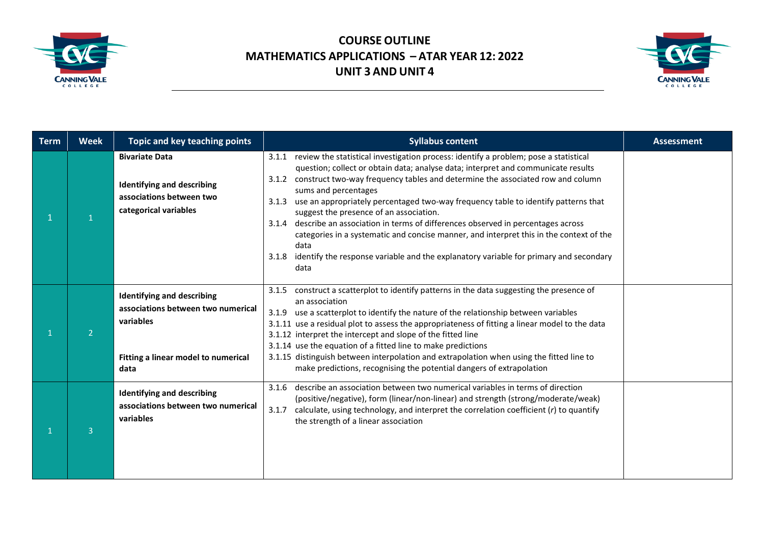# COURSE OUTLINE
# MATHEMATICS APPLICATIONS – ATAR YEAR 12: 2022
# UNIT 3 AND UNIT 4

| Term | Week | Topic and key teaching points | Syllabus content | Assessment |
|---|---|---|---|---|
| 1 | 1 | **Bivariate Data**<br><br>**Identifying and describing associations between two categorical variables** | 3.1.1 review the statistical investigation process: identify a problem; pose a statistical question; collect or obtain data; analyse data; interpret and communicate results<br>3.1.2 construct two-way frequency tables and determine the associated row and column sums and percentages<br>3.1.3 use an appropriately percentaged two-way frequency table to identify patterns that suggest the presence of an association.<br>3.1.4 describe an association in terms of differences observed in percentages across categories in a systematic and concise manner, and interpret this in the context of the data<br>3.1.8 identify the response variable and the explanatory variable for primary and secondary data | |
| 1 | 2 | **Identifying and describing associations between two numerical variables**<br><br>**Fitting a linear model to numerical data** | 3.1.5 construct a scatterplot to identify patterns in the data suggesting the presence of an association<br>3.1.9 use a scatterplot to identify the nature of the relationship between variables<br>3.1.11 use a residual plot to assess the appropriateness of fitting a linear model to the data<br>3.1.12 interpret the intercept and slope of the fitted line<br>3.1.14 use the equation of a fitted line to make predictions<br>3.1.15 distinguish between interpolation and extrapolation when using the fitted line to make predictions, recognising the potential dangers of extrapolation | |
| 1 | 3 | **Identifying and describing associations between two numerical variables** | 3.1.6 describe an association between two numerical variables in terms of direction (positive/negative), form (linear/non-linear) and strength (strong/moderate/weak)<br>3.1.7 calculate, using technology, and interpret the correlation coefficient ($r$) to quantify the strength of a linear association | |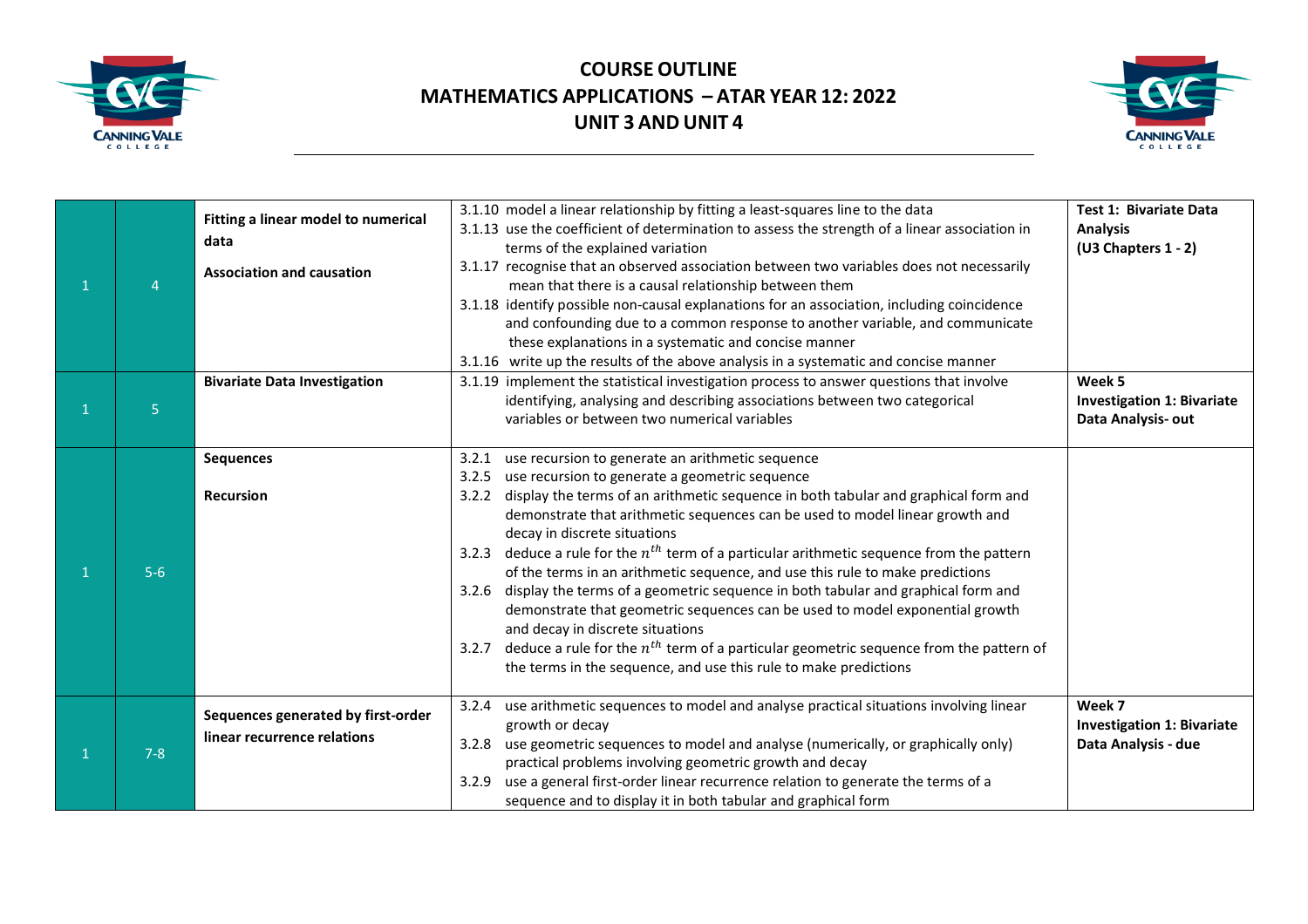# COURSE OUTLINE
## MATHEMATICS APPLICATIONS – ATAR YEAR 12: 2022
## UNIT 3 AND UNIT 4

| | | | | |
|---|---|---|---|---|
| 1 | 4 | **Fitting a linear model to numerical data**<br><br>**Association and causation** | 3.1.10 model a linear relationship by fitting a least-squares line to the data<br>3.1.13 use the coefficient of determination to assess the strength of a linear association in terms of the explained variation<br>3.1.17 recognise that an observed association between two variables does not necessarily mean that there is a causal relationship between them<br>3.1.18 identify possible non-causal explanations for an association, including coincidence and confounding due to a common response to another variable, and communicate these explanations in a systematic and concise manner<br>3.1.16 write up the results of the above analysis in a systematic and concise manner | **Test 1: Bivariate Data Analysis (U3 Chapters 1 - 2)** |
| 1 | 5 | **Bivariate Data Investigation** | 3.1.19 implement the statistical investigation process to answer questions that involve identifying, analysing and describing associations between two categorical variables or between two numerical variables | **Week 5**<br>**Investigation 1: Bivariate Data Analysis- out** |
| 1 | 5-6 | **Sequences**<br><br>**Recursion** | 3.2.1 use recursion to generate an arithmetic sequence<br>3.2.5 use recursion to generate a geometric sequence<br>3.2.2 display the terms of an arithmetic sequence in both tabular and graphical form and demonstrate that arithmetic sequences can be used to model linear growth and decay in discrete situations<br>3.2.3 deduce a rule for the $n^{th}$ term of a particular arithmetic sequence from the pattern of the terms in an arithmetic sequence, and use this rule to make predictions<br>3.2.6 display the terms of a geometric sequence in both tabular and graphical form and demonstrate that geometric sequences can be used to model exponential growth and decay in discrete situations<br>3.2.7 deduce a rule for the $n^{th}$ term of a particular geometric sequence from the pattern of the terms in the sequence, and use this rule to make predictions | |
| 1 | 7-8 | **Sequences generated by first-order linear recurrence relations** | 3.2.4 use arithmetic sequences to model and analyse practical situations involving linear growth or decay<br>3.2.8 use geometric sequences to model and analyse (numerically, or graphically only) practical problems involving geometric growth and decay<br>3.2.9 use a general first-order linear recurrence relation to generate the terms of a sequence and to display it in both tabular and graphical form | **Week 7**<br>**Investigation 1: Bivariate Data Analysis - due** |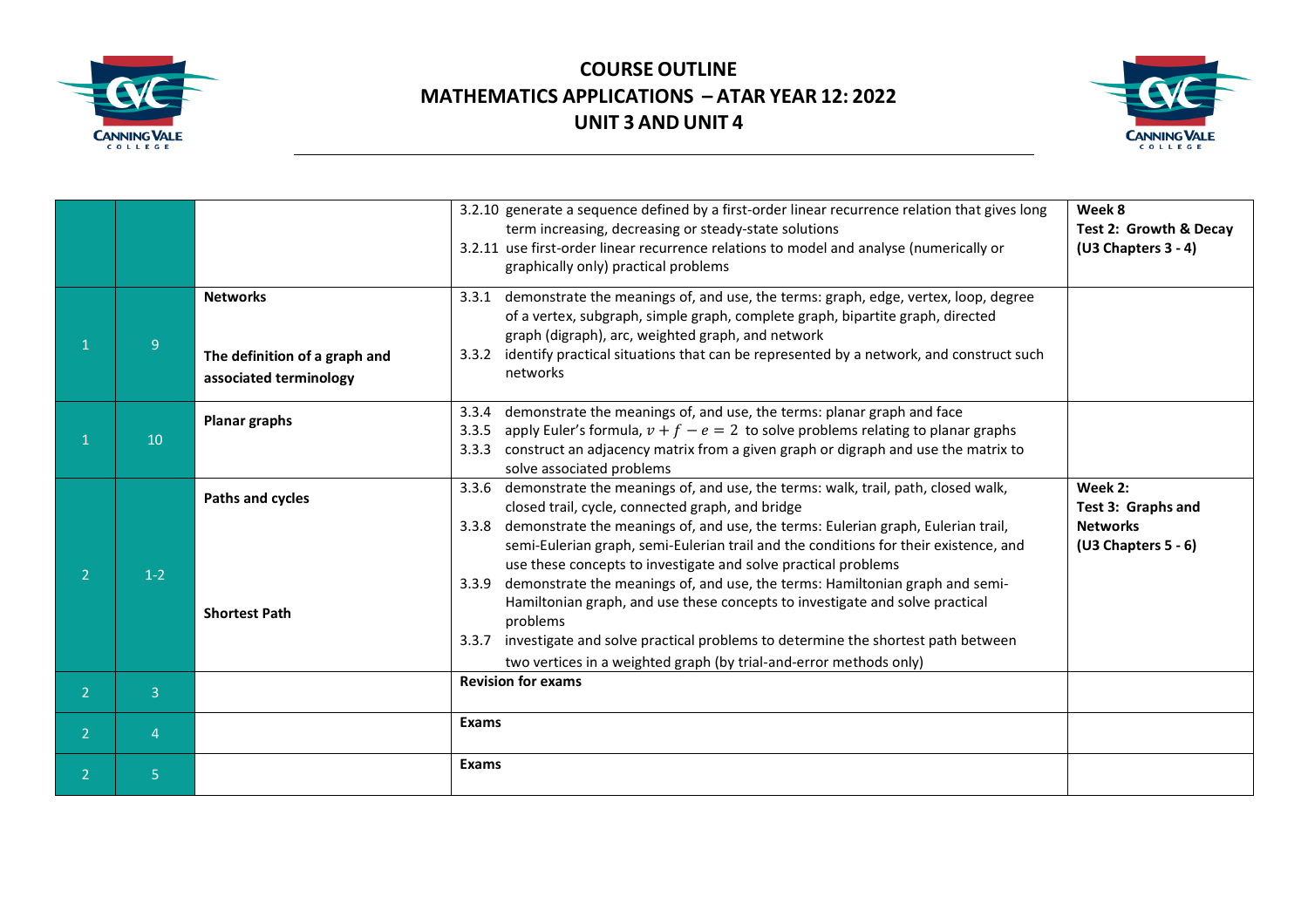# COURSE OUTLINE
# MATHEMATICS APPLICATIONS – ATAR YEAR 12: 2022
# UNIT 3 AND UNIT 4

| | | | | |
|---|---|---|---|---|
| | | | 3.2.10 generate a sequence defined by a first-order linear recurrence relation that gives long term increasing, decreasing or steady-state solutions<br>3.2.11 use first-order linear recurrence relations to model and analyse (numerically or graphically only) practical problems | **Week 8**<br>**Test 2: Growth & Decay**<br>**(U3 Chapters 3 - 4)** |
| 1 | 9 | **Networks**<br><br>**The definition of a graph and associated terminology** | 3.3.1 demonstrate the meanings of, and use, the terms: graph, edge, vertex, loop, degree of a vertex, subgraph, simple graph, complete graph, bipartite graph, directed graph (digraph), arc, weighted graph, and network<br>3.3.2 identify practical situations that can be represented by a network, and construct such networks | |
| 1 | 10 | **Planar graphs** | 3.3.4 demonstrate the meanings of, and use, the terms: planar graph and face<br>3.3.5 apply Euler's formula, $v + f - e = 2$ to solve problems relating to planar graphs<br>3.3.3 construct an adjacency matrix from a given graph or digraph and use the matrix to solve associated problems | |
| 2 | 1-2 | **Paths and cycles**<br><br>**Shortest Path** | 3.3.6 demonstrate the meanings of, and use, the terms: walk, trail, path, closed walk, closed trail, cycle, connected graph, and bridge<br>3.3.8 demonstrate the meanings of, and use, the terms: Eulerian graph, Eulerian trail, semi-Eulerian graph, semi-Eulerian trail and the conditions for their existence, and use these concepts to investigate and solve practical problems<br>3.3.9 demonstrate the meanings of, and use, the terms: Hamiltonian graph and semi-Hamiltonian graph, and use these concepts to investigate and solve practical problems<br>3.3.7 investigate and solve practical problems to determine the shortest path between two vertices in a weighted graph (by trial-and-error methods only) | **Week 2:**<br>**Test 3: Graphs and Networks**<br>**(U3 Chapters 5 - 6)** |
| 2 | 3 | | **Revision for exams** | |
| 2 | 4 | | **Exams** | |
| 2 | 5 | | **Exams** | |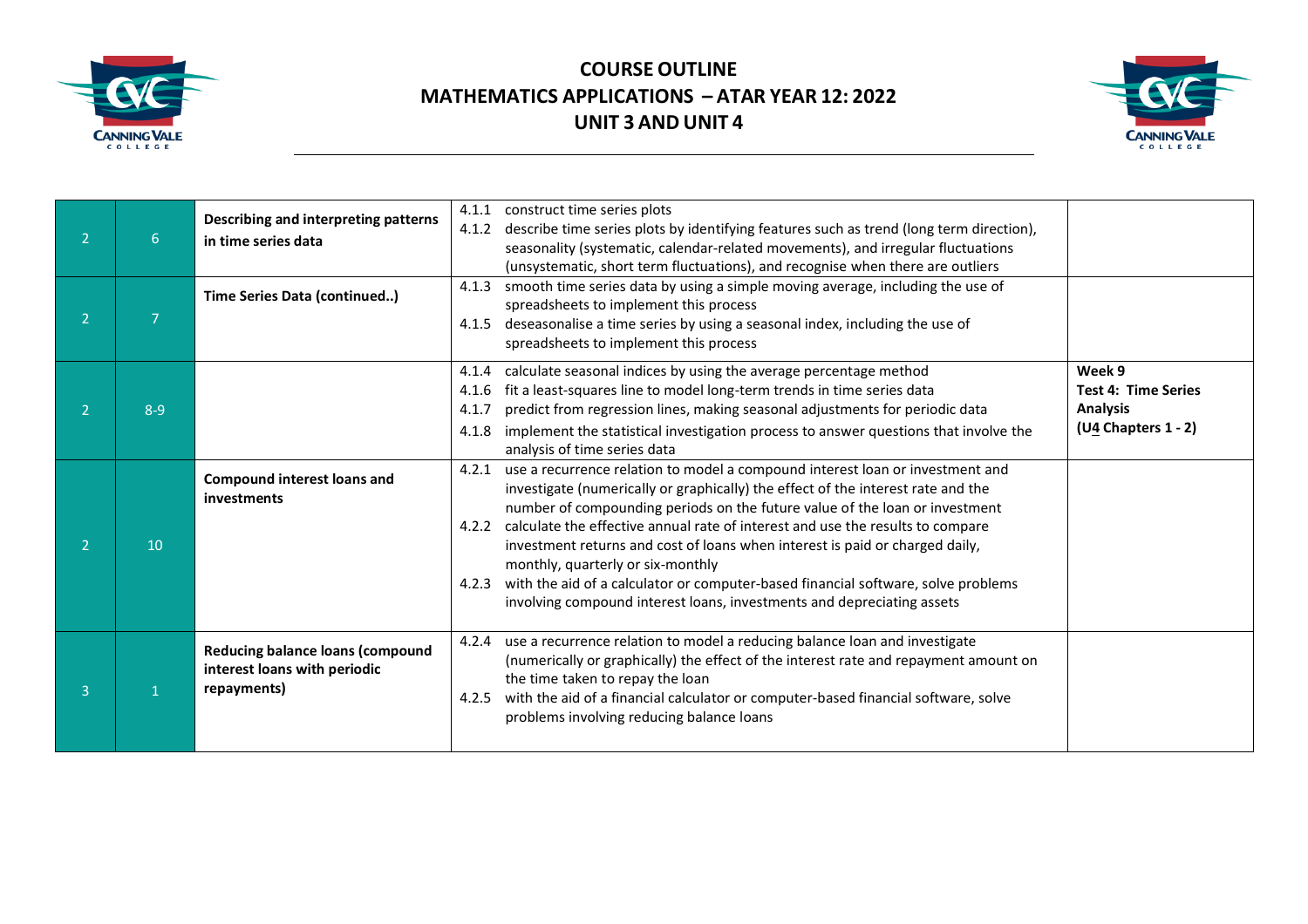# COURSE OUTLINE
# MATHEMATICS APPLICATIONS – ATAR YEAR 12: 2022
# UNIT 3 AND UNIT 4

| | | | | |
|---|---|---|---|---|
| 2 | 6 | **Describing and interpreting patterns in time series data** | 4.1.1 construct time series plots<br>4.1.2 describe time series plots by identifying features such as trend (long term direction), seasonality (systematic, calendar-related movements), and irregular fluctuations (unsystematic, short term fluctuations), and recognise when there are outliers | |
| 2 | 7 | **Time Series Data (continued..)** | 4.1.3 smooth time series data by using a simple moving average, including the use of spreadsheets to implement this process<br>4.1.5 deseasonalise a time series by using a seasonal index, including the use of spreadsheets to implement this process | |
| 2 | 8-9 | | 4.1.4 calculate seasonal indices by using the average percentage method<br>4.1.6 fit a least-squares line to model long-term trends in time series data<br>4.1.7 predict from regression lines, making seasonal adjustments for periodic data<br>4.1.8 implement the statistical investigation process to answer questions that involve the analysis of time series data | **Week 9**<br>**Test 4: Time Series Analysis**<br>**(U4 Chapters 1 - 2)** |
| 2 | 10 | **Compound interest loans and investments** | 4.2.1 use a recurrence relation to model a compound interest loan or investment and investigate (numerically or graphically) the effect of the interest rate and the number of compounding periods on the future value of the loan or investment<br>4.2.2 calculate the effective annual rate of interest and use the results to compare investment returns and cost of loans when interest is paid or charged daily, monthly, quarterly or six-monthly<br>4.2.3 with the aid of a calculator or computer-based financial software, solve problems involving compound interest loans, investments and depreciating assets | |
| 3 | 1 | **Reducing balance loans (compound interest loans with periodic repayments)** | 4.2.4 use a recurrence relation to model a reducing balance loan and investigate (numerically or graphically) the effect of the interest rate and repayment amount on the time taken to repay the loan<br>4.2.5 with the aid of a financial calculator or computer-based financial software, solve problems involving reducing balance loans | |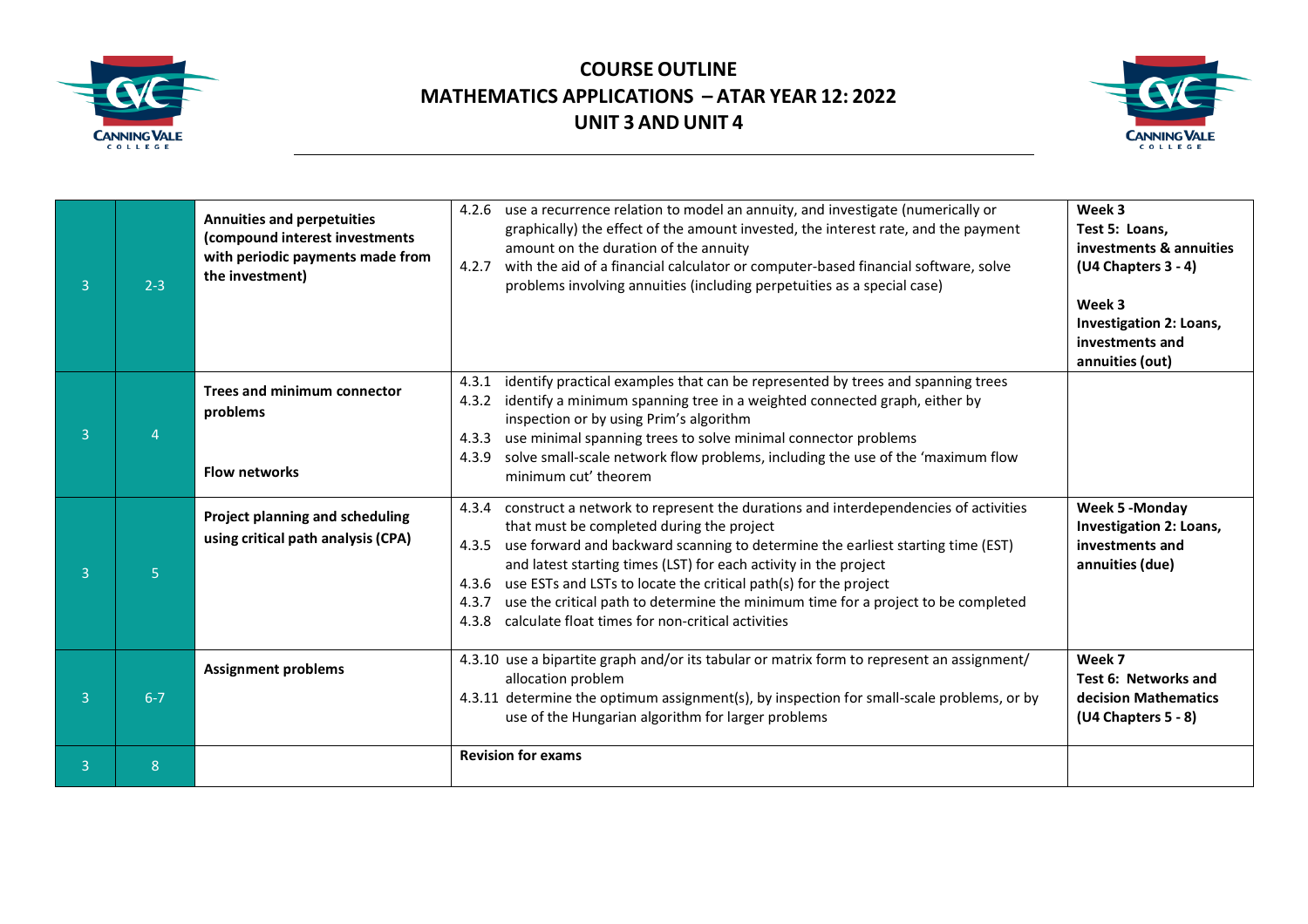# COURSE OUTLINE
## MATHEMATICS APPLICATIONS – ATAR YEAR 12: 2022
## UNIT 3 AND UNIT 4

| | | | | |
|---|---|---|---|---|
| 3 | 2-3 | **Annuities and perpetuities (compound interest investments with periodic payments made from the investment)** | 4.2.6 use a recurrence relation to model an annuity, and investigate (numerically or graphically) the effect of the amount invested, the interest rate, and the payment amount on the duration of the annuity<br>4.2.7 with the aid of a financial calculator or computer-based financial software, solve problems involving annuities (including perpetuities as a special case) | **Week 3**<br>**Test 5: Loans, investments & annuities (U4 Chapters 3 - 4)**<br><br>**Week 3**<br>**Investigation 2: Loans, investments and annuities (out)** |
| 3 | 4 | **Trees and minimum connector problems**<br><br>**Flow networks** | 4.3.1 identify practical examples that can be represented by trees and spanning trees<br>4.3.2 identify a minimum spanning tree in a weighted connected graph, either by inspection or by using Prim's algorithm<br>4.3.3 use minimal spanning trees to solve minimal connector problems<br>4.3.9 solve small-scale network flow problems, including the use of the 'maximum flow minimum cut' theorem | |
| 3 | 5 | **Project planning and scheduling using critical path analysis (CPA)** | 4.3.4 construct a network to represent the durations and interdependencies of activities that must be completed during the project<br>4.3.5 use forward and backward scanning to determine the earliest starting time (EST) and latest starting times (LST) for each activity in the project<br>4.3.6 use ESTs and LSTs to locate the critical path(s) for the project<br>4.3.7 use the critical path to determine the minimum time for a project to be completed<br>4.3.8 calculate float times for non-critical activities | **Week 5 -Monday**<br>**Investigation 2: Loans, investments and annuities (due)** |
| 3 | 6-7 | **Assignment problems** | 4.3.10 use a bipartite graph and/or its tabular or matrix form to represent an assignment/ allocation problem<br>4.3.11 determine the optimum assignment(s), by inspection for small-scale problems, or by use of the Hungarian algorithm for larger problems | **Week 7**<br>**Test 6: Networks and decision Mathematics (U4 Chapters 5 - 8)** |
| 3 | 8 | | **Revision for exams** | |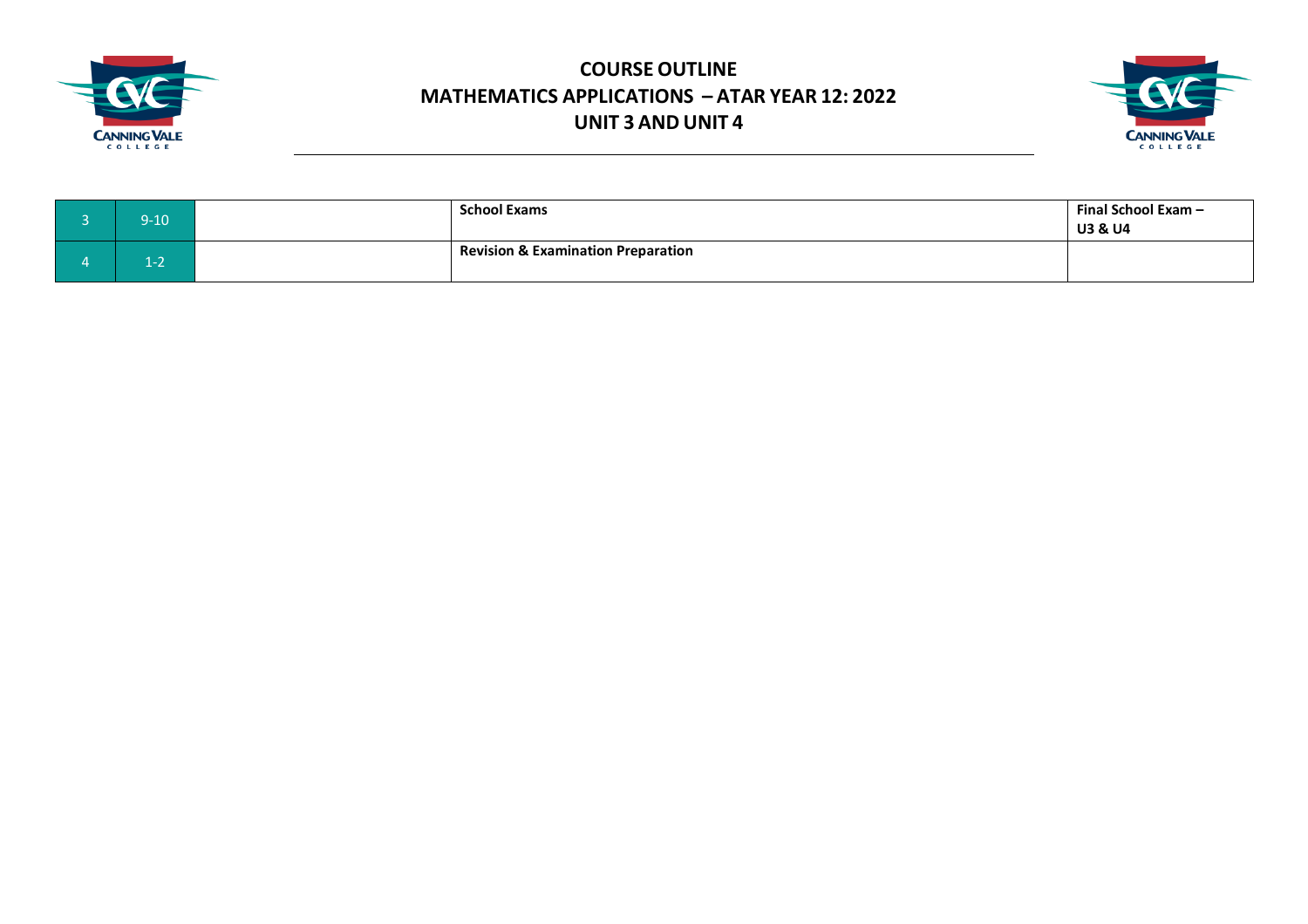# COURSE OUTLINE
# MATHEMATICS APPLICATIONS – ATAR YEAR 12: 2022
# UNIT 3 AND UNIT 4

| | | | | |
|---|---|---|---|---|
| 3 | 9-10 | | **School Exams** | **Final School Exam – U3 & U4** |
| 4 | 1-2 | | **Revision & Examination Preparation** | |